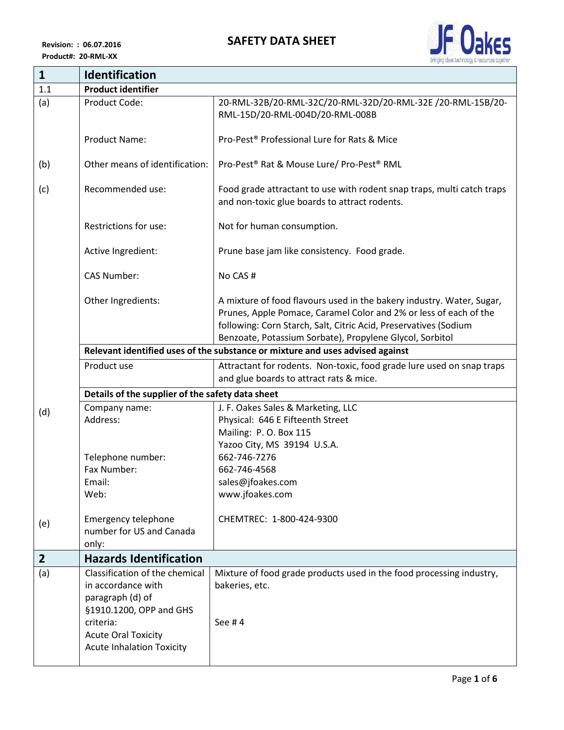Revision: : 06.07.2016

Product#: 20-RML-XX

# SAFETY DATA SHEET

| | | |
|---|---|---|
| **1** | **Identification** | |
| 1.1 | **Product identifier** | |
| (a) | Product Code: | 20-RML-32B/20-RML-32C/20-RML-32D/20-RML-32E /20-RML-15B/20-RML-15D/20-RML-004D/20-RML-008B |
| | Product Name: | Pro-Pest® Professional Lure for Rats & Mice |
| (b) | Other means of identification: | Pro-Pest® Rat & Mouse Lure/ Pro-Pest® RML |
| (c) | Recommended use: | Food grade attractant to use with rodent snap traps, multi catch traps and non-toxic glue boards to attract rodents. |
| | Restrictions for use: | Not for human consumption. |
| | Active Ingredient: | Prune base jam like consistency. Food grade. |
| | CAS Number: | No CAS # |
| | Other Ingredients: | A mixture of food flavours used in the bakery industry. Water, Sugar, Prunes, Apple Pomace, Caramel Color and 2% or less of each of the following: Corn Starch, Salt, Citric Acid, Preservatives (Sodium Benzoate, Potassium Sorbate), Propylene Glycol, Sorbitol |
| | **Relevant identified uses of the substance or mixture and uses advised against** | |
| | Product use | Attractant for rodents. Non-toxic, food grade lure used on snap traps and glue boards to attract rats & mice. |
| | **Details of the supplier of the safety data sheet** | |
| (d) | Company name:<br>Address:<br><br><br><br>Telephone number:<br>Fax Number:<br>Email:<br>Web: | J. F. Oakes Sales & Marketing, LLC<br>Physical: 646 E Fifteenth Street<br>Mailing: P. O. Box 115<br>Yazoo City, MS 39194 U.S.A.<br>662-746-7276<br>662-746-4568<br>sales@jfoakes.com<br>www.jfoakes.com |
| (e) | Emergency telephone number for US and Canada only: | CHEMTREC: 1-800-424-9300 |
| **2** | **Hazards Identification** | |
| (a) | Classification of the chemical in accordance with paragraph (d) of §1910.1200, OPP and GHS criteria:<br>Acute Oral Toxicity<br>Acute Inhalation Toxicity | Mixture of food grade products used in the food processing industry, bakeries, etc.<br><br>See # 4 |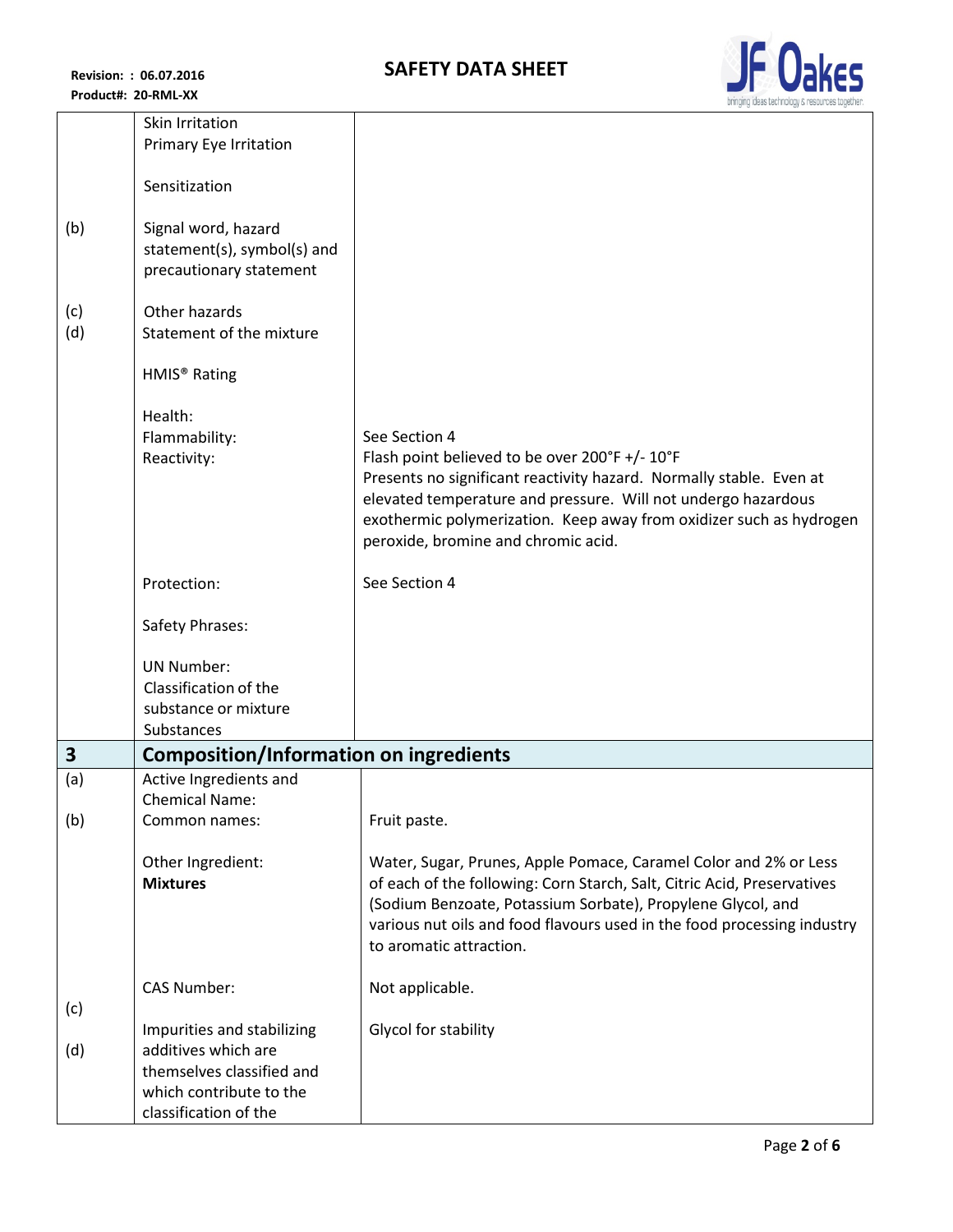| | | |
|---|---|---|
| | Skin Irritation<br>Primary Eye Irritation<br><br>Sensitization | |
| (b) | Signal word, hazard statement(s), symbol(s) and precautionary statement | |
| (c)<br>(d) | Other hazards<br>Statement of the mixture | |
| | HMIS® Rating | |
| | Health:<br>Flammability:<br>Reactivity: | See Section 4<br>Flash point believed to be over 200°F +/- 10°F<br>Presents no significant reactivity hazard. Normally stable. Even at elevated temperature and pressure. Will not undergo hazardous exothermic polymerization. Keep away from oxidizer such as hydrogen peroxide, bromine and chromic acid. |
| | Protection: | See Section 4 |
| | Safety Phrases: | |
| | UN Number:<br>Classification of the substance or mixture<br>Substances | |
| **3** | **Composition/Information on ingredients** | |
| (a) | Active Ingredients and Chemical Name: | |
| (b) | Common names: | Fruit paste. |
| | Other Ingredient:<br>**Mixtures** | Water, Sugar, Prunes, Apple Pomace, Caramel Color and 2% or Less of each of the following: Corn Starch, Salt, Citric Acid, Preservatives (Sodium Benzoate, Potassium Sorbate), Propylene Glycol, and various nut oils and food flavours used in the food processing industry to aromatic attraction. |
| | CAS Number: | Not applicable. |
| (c)<br><br>(d) | Impurities and stabilizing additives which are themselves classified and which contribute to the classification of the | Glycol for stability |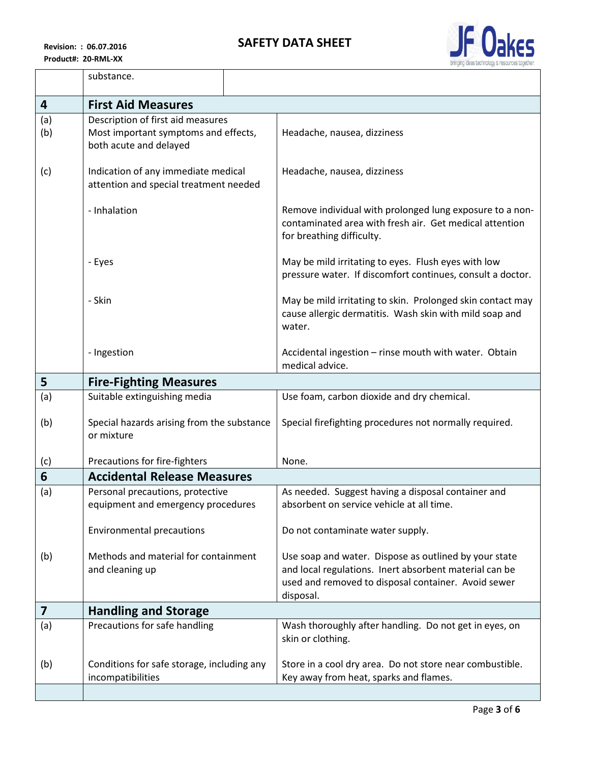| | substance. | |
|---|---|---|
| **4** | **First Aid Measures** | |
| (a)<br>(b) | Description of first aid measures<br>Most important symptoms and effects, both acute and delayed | Headache, nausea, dizziness |
| (c) | Indication of any immediate medical attention and special treatment needed | Headache, nausea, dizziness |
| | - Inhalation | Remove individual with prolonged lung exposure to a non-contaminated area with fresh air. Get medical attention for breathing difficulty. |
| | - Eyes | May be mild irritating to eyes. Flush eyes with low pressure water. If discomfort continues, consult a doctor. |
| | - Skin | May be mild irritating to skin. Prolonged skin contact may cause allergic dermatitis. Wash skin with mild soap and water. |
| | - Ingestion | Accidental ingestion – rinse mouth with water. Obtain medical advice. |
| **5** | **Fire-Fighting Measures** | |
| (a) | Suitable extinguishing media | Use foam, carbon dioxide and dry chemical. |
| (b) | Special hazards arising from the substance or mixture | Special firefighting procedures not normally required. |
| (c) | Precautions for fire-fighters | None. |
| **6** | **Accidental Release Measures** | |
| (a) | Personal precautions, protective equipment and emergency procedures | As needed. Suggest having a disposal container and absorbent on service vehicle at all time. |
| | Environmental precautions | Do not contaminate water supply. |
| (b) | Methods and material for containment and cleaning up | Use soap and water. Dispose as outlined by your state and local regulations. Inert absorbent material can be used and removed to disposal container. Avoid sewer disposal. |
| **7** | **Handling and Storage** | |
| (a) | Precautions for safe handling | Wash thoroughly after handling. Do not get in eyes, on skin or clothing. |
| (b) | Conditions for safe storage, including any incompatibilities | Store in a cool dry area. Do not store near combustible. Key away from heat, sparks and flames. |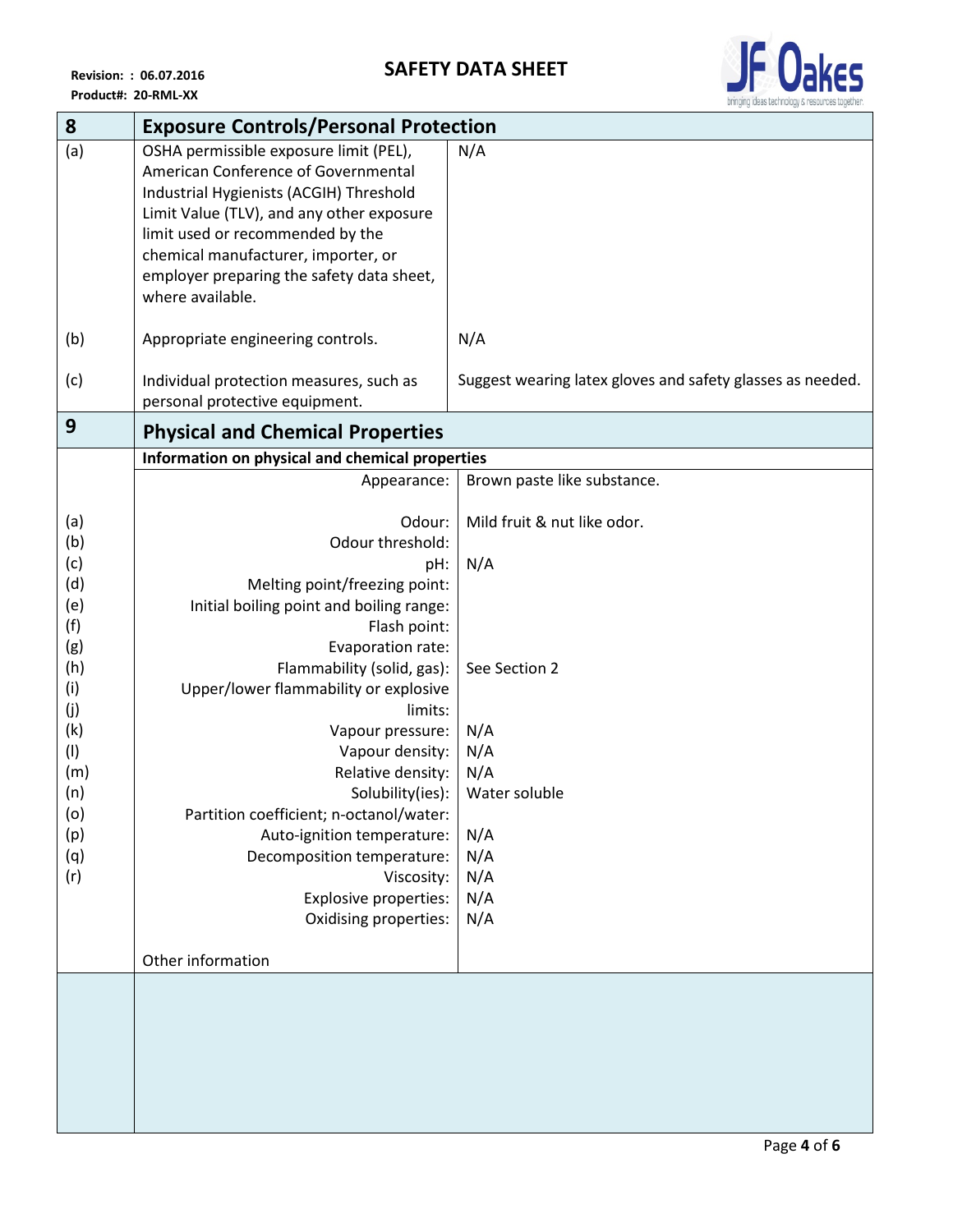| 8 | Exposure Controls/Personal Protection | |
|---|---|---|
| (a) | OSHA permissible exposure limit (PEL), American Conference of Governmental Industrial Hygienists (ACGIH) Threshold Limit Value (TLV), and any other exposure limit used or recommended by the chemical manufacturer, importer, or employer preparing the safety data sheet, where available. | N/A |
| (b) | Appropriate engineering controls. | N/A |
| (c) | Individual protection measures, such as personal protective equipment. | Suggest wearing latex gloves and safety glasses as needed. |

| 9 | Physical and Chemical Properties | |
|---|---|---|
| | **Information on physical and chemical properties** | |
| | Appearance: | Brown paste like substance. |
| (a) | Odour: | Mild fruit & nut like odor. |
| (b) | Odour threshold: | |
| (c) | pH: | N/A |
| (d) | Melting point/freezing point: | |
| (e) | Initial boiling point and boiling range: | |
| (f) | Flash point: | |
| (g) | Evaporation rate: | |
| (h) | Flammability (solid, gas): | See Section 2 |
| (i) | Upper/lower flammability or explosive limits: | |
| (j) | | |
| (k) | Vapour pressure: | N/A |
| (l) | Vapour density: | N/A |
| (m) | Relative density: | N/A |
| (n) | Solubility(ies): | Water soluble |
| (o) | Partition coefficient; n-octanol/water: | |
| (p) | Auto-ignition temperature: | N/A |
| (q) | Decomposition temperature: | N/A |
| (r) | Viscosity: | N/A |
| | Explosive properties: | N/A |
| | Oxidising properties: | N/A |
| | Other information | |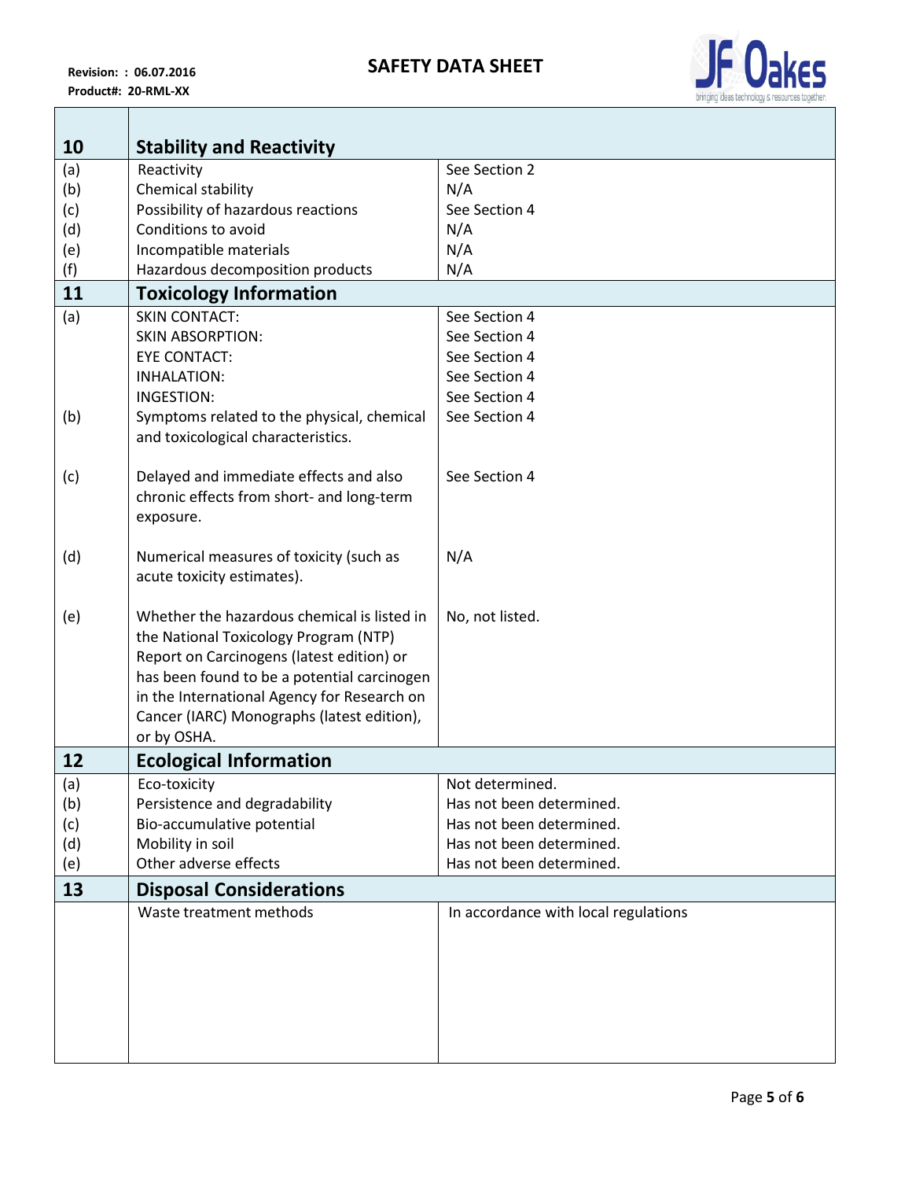| 10 | Stability and Reactivity | |
|---|---|---|
| (a) | Reactivity | See Section 2 |
| (b) | Chemical stability | N/A |
| (c) | Possibility of hazardous reactions | See Section 4 |
| (d) | Conditions to avoid | N/A |
| (e) | Incompatible materials | N/A |
| (f) | Hazardous decomposition products | N/A |
| **11** | **Toxicology Information** | |
| (a) | SKIN CONTACT: | See Section 4 |
| | SKIN ABSORPTION: | See Section 4 |
| | EYE CONTACT: | See Section 4 |
| | INHALATION: | See Section 4 |
| | INGESTION: | See Section 4 |
| (b) | Symptoms related to the physical, chemical and toxicological characteristics. | See Section 4 |
| (c) | Delayed and immediate effects and also chronic effects from short- and long-term exposure. | See Section 4 |
| (d) | Numerical measures of toxicity (such as acute toxicity estimates). | N/A |
| (e) | Whether the hazardous chemical is listed in the National Toxicology Program (NTP) Report on Carcinogens (latest edition) or has been found to be a potential carcinogen in the International Agency for Research on Cancer (IARC) Monographs (latest edition), or by OSHA. | No, not listed. |
| **12** | **Ecological Information** | |
| (a) | Eco-toxicity | Not determined. |
| (b) | Persistence and degradability | Has not been determined. |
| (c) | Bio-accumulative potential | Has not been determined. |
| (d) | Mobility in soil | Has not been determined. |
| (e) | Other adverse effects | Has not been determined. |
| **13** | **Disposal Considerations** | |
| | Waste treatment methods | In accordance with local regulations |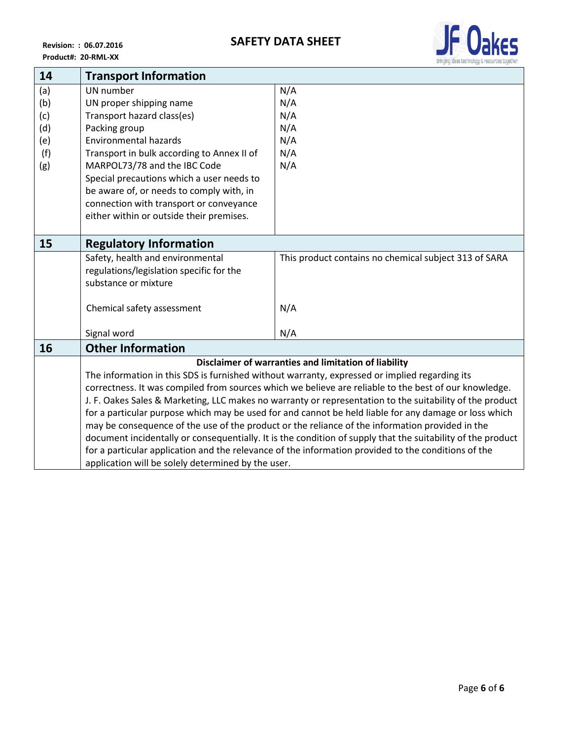| 14 | Transport Information | |
|---|---|---|
| (a) | UN number | N/A |
| (b) | UN proper shipping name | N/A |
| (c) | Transport hazard class(es) | N/A |
| (d) | Packing group | N/A |
| (e) | Environmental hazards | N/A |
| (f) | Transport in bulk according to Annex II of MARPOL73/78 and the IBC Code | N/A |
| (g) | Special precautions which a user needs to be aware of, or needs to comply with, in connection with transport or conveyance either within or outside their premises. | N/A |

| 15 | Regulatory Information | |
|---|---|---|
| | Safety, health and environmental regulations/legislation specific for the substance or mixture | This product contains no chemical subject 313 of SARA |
| | Chemical safety assessment | N/A |
| | Signal word | N/A |

## 16 Other Information

**Disclaimer of warranties and limitation of liability**

The information in this SDS is furnished without warranty, expressed or implied regarding its correctness. It was compiled from sources which we believe are reliable to the best of our knowledge. J. F. Oakes Sales & Marketing, LLC makes no warranty or representation to the suitability of the product for a particular purpose which may be used for and cannot be held liable for any damage or loss which may be consequence of the use of the product or the reliance of the information provided in the document incidentally or consequentially. It is the condition of supply that the suitability of the product for a particular application and the relevance of the information provided to the conditions of the application will be solely determined by the user.